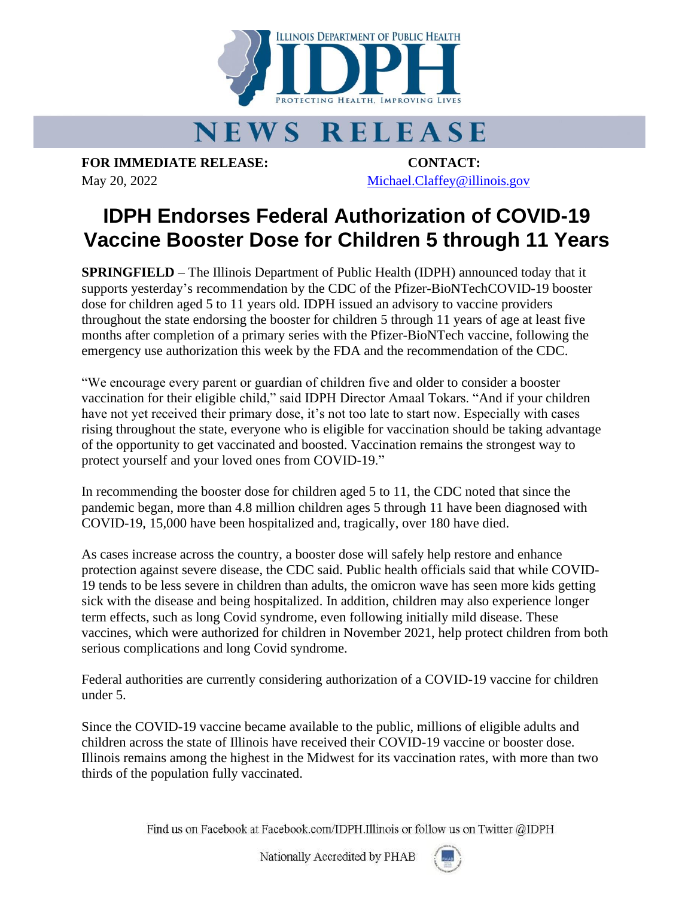ILLINOIS DEPARTMENT OF PUBLIC HEALTH

IDPH

PROTECTING HEALTH, IMPROVING LIVES

# NEWS RELEASE

**FOR IMMEDIATE RELEASE:**
May 20, 2022

**CONTACT:**
Michael.Claffey@illinois.gov

## IDPH Endorses Federal Authorization of COVID-19 Vaccine Booster Dose for Children 5 through 11 Years

**SPRINGFIELD** – The Illinois Department of Public Health (IDPH) announced today that it supports yesterday's recommendation by the CDC of the Pfizer-BioNTechCOVID-19 booster dose for children aged 5 to 11 years old. IDPH issued an advisory to vaccine providers throughout the state endorsing the booster for children 5 through 11 years of age at least five months after completion of a primary series with the Pfizer-BioNTech vaccine, following the emergency use authorization this week by the FDA and the recommendation of the CDC.

"We encourage every parent or guardian of children five and older to consider a booster vaccination for their eligible child," said IDPH Director Amaal Tokars. "And if your children have not yet received their primary dose, it's not too late to start now. Especially with cases rising throughout the state, everyone who is eligible for vaccination should be taking advantage of the opportunity to get vaccinated and boosted. Vaccination remains the strongest way to protect yourself and your loved ones from COVID-19."

In recommending the booster dose for children aged 5 to 11, the CDC noted that since the pandemic began, more than 4.8 million children ages 5 through 11 have been diagnosed with COVID-19, 15,000 have been hospitalized and, tragically, over 180 have died.

As cases increase across the country, a booster dose will safely help restore and enhance protection against severe disease, the CDC said. Public health officials said that while COVID-19 tends to be less severe in children than adults, the omicron wave has seen more kids getting sick with the disease and being hospitalized. In addition, children may also experience longer term effects, such as long Covid syndrome, even following initially mild disease. These vaccines, which were authorized for children in November 2021, help protect children from both serious complications and long Covid syndrome.

Federal authorities are currently considering authorization of a COVID-19 vaccine for children under 5.

Since the COVID-19 vaccine became available to the public, millions of eligible adults and children across the state of Illinois have received their COVID-19 vaccine or booster dose. Illinois remains among the highest in the Midwest for its vaccination rates, with more than two thirds of the population fully vaccinated.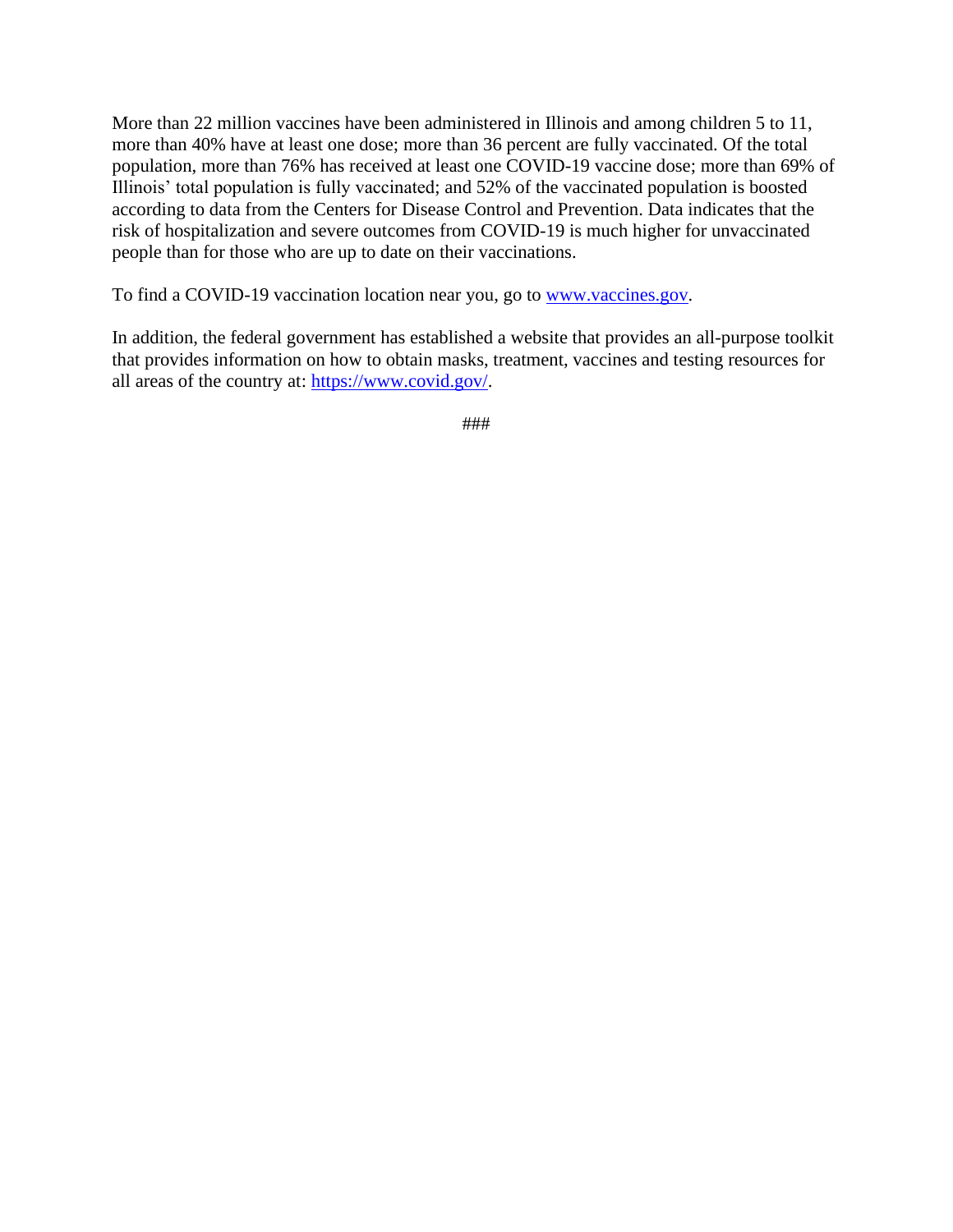More than 22 million vaccines have been administered in Illinois and among children 5 to 11, more than 40% have at least one dose; more than 36 percent are fully vaccinated. Of the total population, more than 76% has received at least one COVID-19 vaccine dose; more than 69% of Illinois' total population is fully vaccinated; and 52% of the vaccinated population is boosted according to data from the Centers for Disease Control and Prevention. Data indicates that the risk of hospitalization and severe outcomes from COVID-19 is much higher for unvaccinated people than for those who are up to date on their vaccinations.

To find a COVID-19 vaccination location near you, go to [www.vaccines.gov](http://www.vaccines.gov).

In addition, the federal government has established a website that provides an all-purpose toolkit that provides information on how to obtain masks, treatment, vaccines and testing resources for all areas of the country at: [https://www.covid.gov/](https://www.covid.gov/).

###